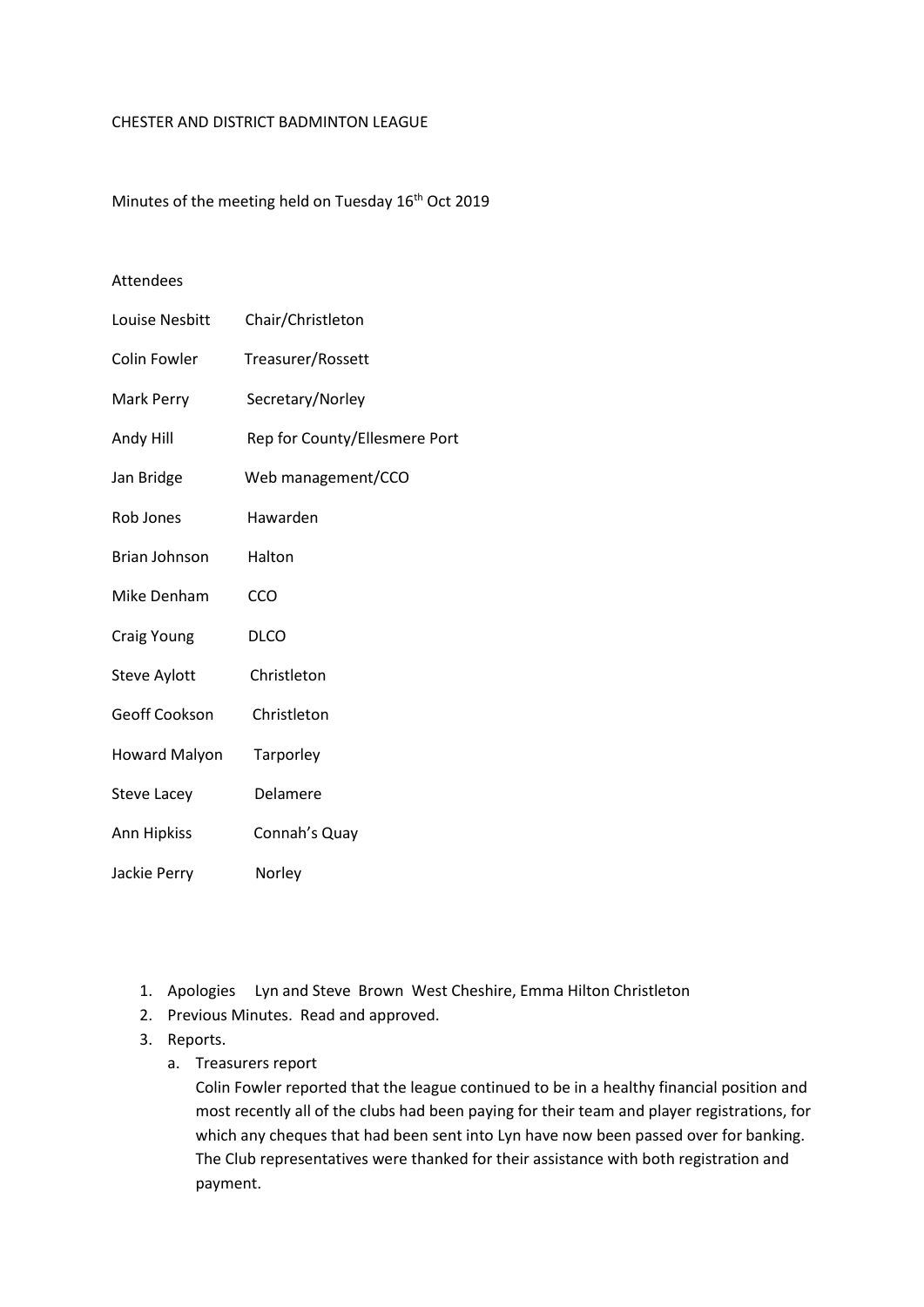CHESTER AND DISTRICT BADMINTON LEAGUE

Minutes of the meeting held on Tuesday 16th Oct 2019

Attendees

| | |
|---|---|
| Louise Nesbitt | Chair/Christleton |
| Colin Fowler | Treasurer/Rossett |
| Mark Perry | Secretary/Norley |
| Andy Hill | Rep for County/Ellesmere Port |
| Jan Bridge | Web management/CCO |
| Rob Jones | Hawarden |
| Brian Johnson | Halton |
| Mike Denham | CCO |
| Craig Young | DLCO |
| Steve Aylott | Christleton |
| Geoff Cookson | Christleton |
| Howard Malyon | Tarporley |
| Steve Lacey | Delamere |
| Ann Hipkiss | Connah's Quay |
| Jackie Perry | Norley |

1. Apologies Lyn and Steve Brown West Cheshire, Emma Hilton Christleton
2. Previous Minutes. Read and approved.
3. Reports.
   a. Treasurers report
      Colin Fowler reported that the league continued to be in a healthy financial position and most recently all of the clubs had been paying for their team and player registrations, for which any cheques that had been sent into Lyn have now been passed over for banking. The Club representatives were thanked for their assistance with both registration and payment.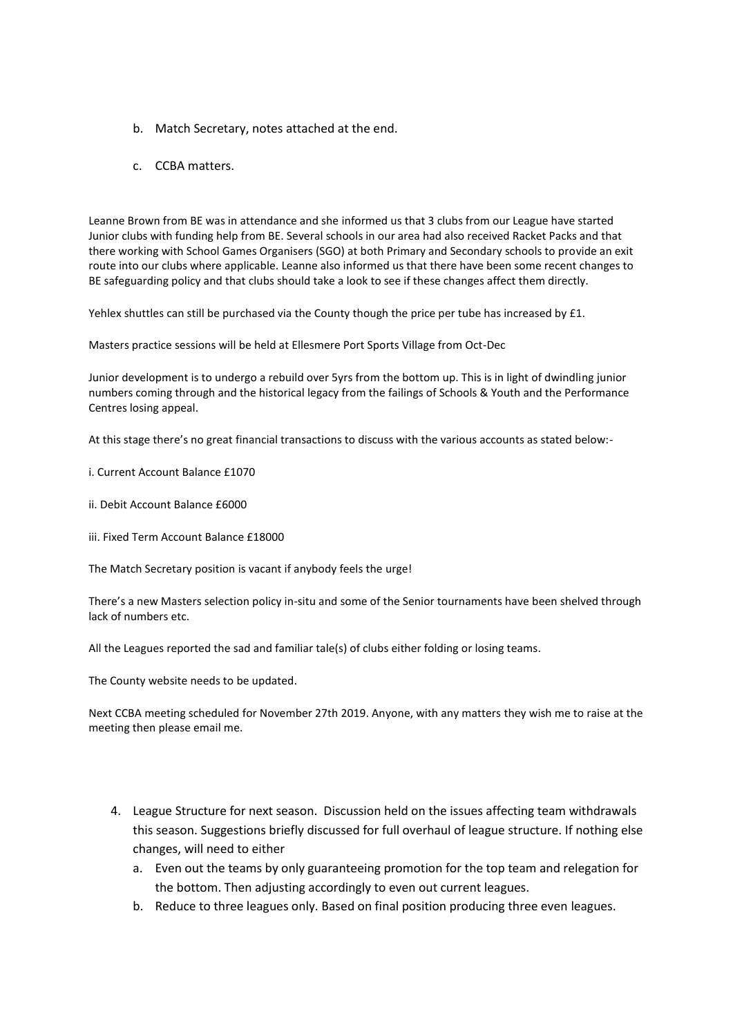b. Match Secretary, notes attached at the end.

c. CCBA matters.

Leanne Brown from BE was in attendance and she informed us that 3 clubs from our League have started Junior clubs with funding help from BE. Several schools in our area had also received Racket Packs and that there working with School Games Organisers (SGO) at both Primary and Secondary schools to provide an exit route into our clubs where applicable. Leanne also informed us that there have been some recent changes to BE safeguarding policy and that clubs should take a look to see if these changes affect them directly.

Yehlex shuttles can still be purchased via the County though the price per tube has increased by £1.

Masters practice sessions will be held at Ellesmere Port Sports Village from Oct-Dec

Junior development is to undergo a rebuild over 5yrs from the bottom up. This is in light of dwindling junior numbers coming through and the historical legacy from the failings of Schools & Youth and the Performance Centres losing appeal.

At this stage there's no great financial transactions to discuss with the various accounts as stated below:-

i. Current Account Balance £1070

ii. Debit Account Balance £6000

iii. Fixed Term Account Balance £18000

The Match Secretary position is vacant if anybody feels the urge!

There's a new Masters selection policy in-situ and some of the Senior tournaments have been shelved through lack of numbers etc.

All the Leagues reported the sad and familiar tale(s) of clubs either folding or losing teams.

The County website needs to be updated.

Next CCBA meeting scheduled for November 27th 2019. Anyone, with any matters they wish me to raise at the meeting then please email me.

4. League Structure for next season. Discussion held on the issues affecting team withdrawals this season. Suggestions briefly discussed for full overhaul of league structure. If nothing else changes, will need to either
   a. Even out the teams by only guaranteeing promotion for the top team and relegation for the bottom. Then adjusting accordingly to even out current leagues.
   b. Reduce to three leagues only. Based on final position producing three even leagues.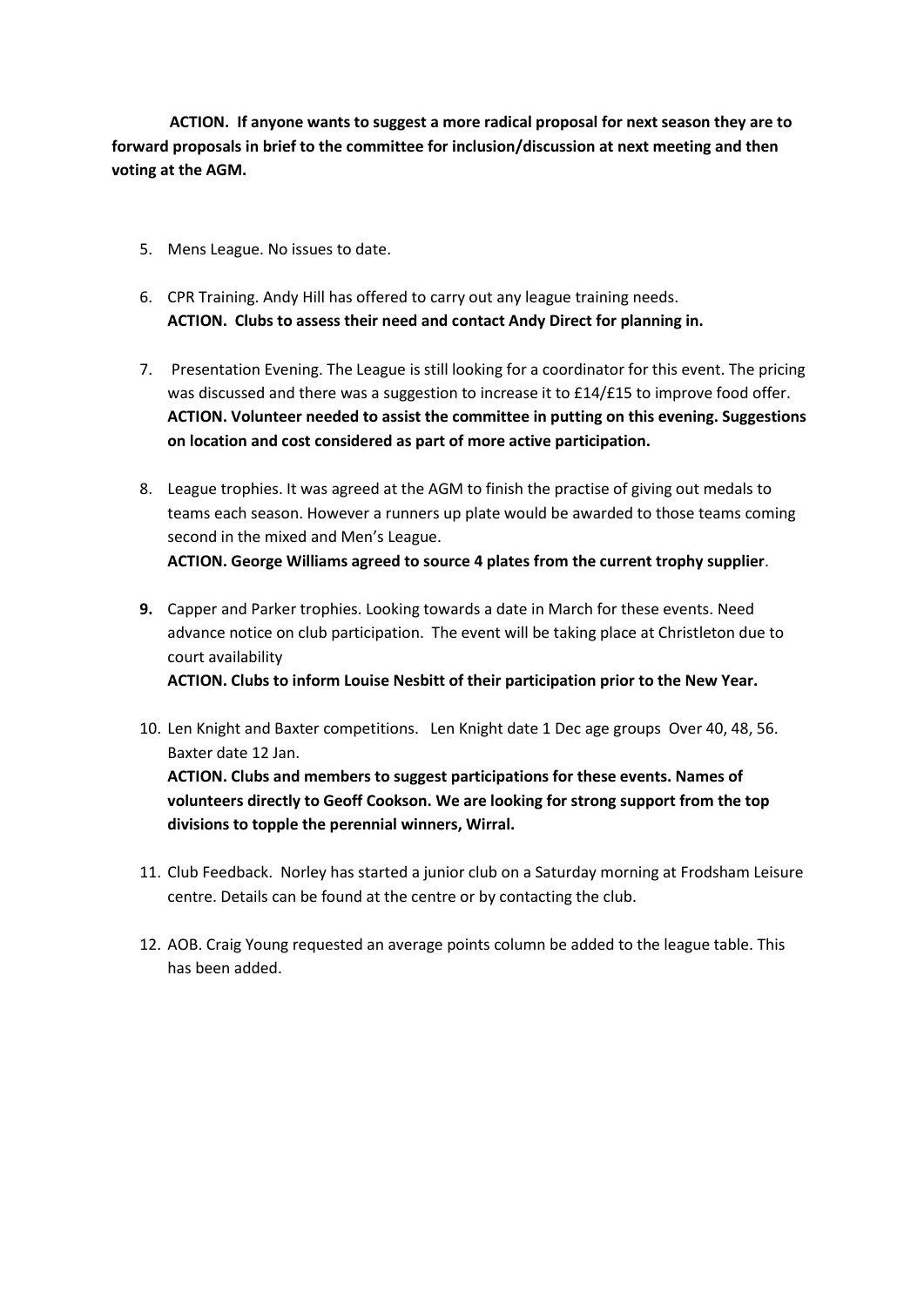**ACTION. If anyone wants to suggest a more radical proposal for next season they are to forward proposals in brief to the committee for inclusion/discussion at next meeting and then voting at the AGM.**

5. Mens League. No issues to date.

6. CPR Training. Andy Hill has offered to carry out any league training needs.
   **ACTION. Clubs to assess their need and contact Andy Direct for planning in.**

7. Presentation Evening. The League is still looking for a coordinator for this event. The pricing was discussed and there was a suggestion to increase it to £14/£15 to improve food offer.
   **ACTION. Volunteer needed to assist the committee in putting on this evening. Suggestions on location and cost considered as part of more active participation.**

8. League trophies. It was agreed at the AGM to finish the practise of giving out medals to teams each season. However a runners up plate would be awarded to those teams coming second in the mixed and Men's League.
   **ACTION. George Williams agreed to source 4 plates from the current trophy supplier**.

9. Capper and Parker trophies. Looking towards a date in March for these events. Need advance notice on club participation. The event will be taking place at Christleton due to court availability
   **ACTION. Clubs to inform Louise Nesbitt of their participation prior to the New Year.**

10. Len Knight and Baxter competitions. Len Knight date 1 Dec age groups Over 40, 48, 56. Baxter date 12 Jan.
    **ACTION. Clubs and members to suggest participations for these events. Names of volunteers directly to Geoff Cookson. We are looking for strong support from the top divisions to topple the perennial winners, Wirral.**

11. Club Feedback. Norley has started a junior club on a Saturday morning at Frodsham Leisure centre. Details can be found at the centre or by contacting the club.

12. AOB. Craig Young requested an average points column be added to the league table. This has been added.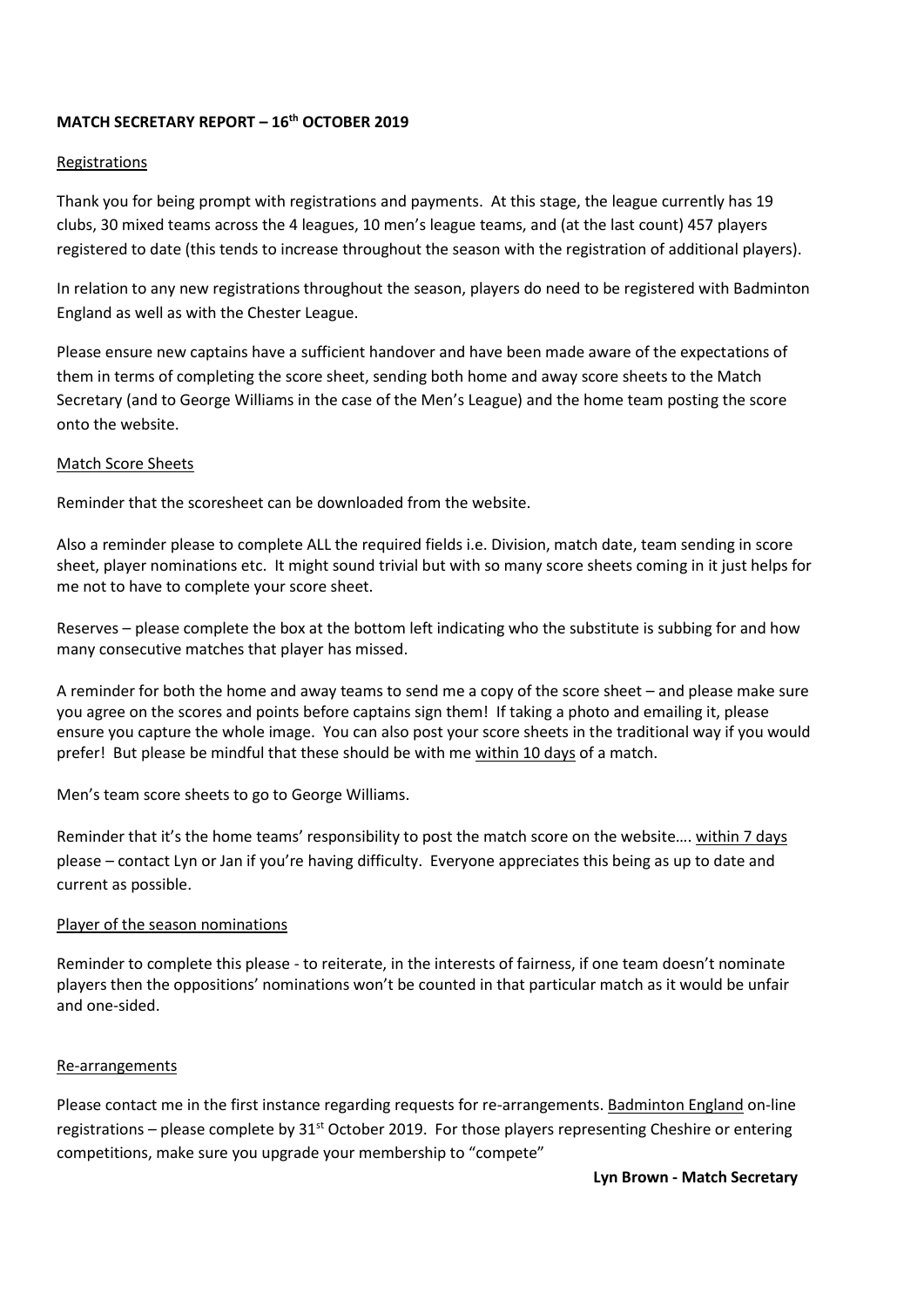**MATCH SECRETARY REPORT – 16th OCTOBER 2019**

Registrations

Thank you for being prompt with registrations and payments. At this stage, the league currently has 19 clubs, 30 mixed teams across the 4 leagues, 10 men's league teams, and (at the last count) 457 players registered to date (this tends to increase throughout the season with the registration of additional players).

In relation to any new registrations throughout the season, players do need to be registered with Badminton England as well as with the Chester League.

Please ensure new captains have a sufficient handover and have been made aware of the expectations of them in terms of completing the score sheet, sending both home and away score sheets to the Match Secretary (and to George Williams in the case of the Men's League) and the home team posting the score onto the website.

Match Score Sheets

Reminder that the scoresheet can be downloaded from the website.

Also a reminder please to complete ALL the required fields i.e. Division, match date, team sending in score sheet, player nominations etc. It might sound trivial but with so many score sheets coming in it just helps for me not to have to complete your score sheet.

Reserves – please complete the box at the bottom left indicating who the substitute is subbing for and how many consecutive matches that player has missed.

A reminder for both the home and away teams to send me a copy of the score sheet – and please make sure you agree on the scores and points before captains sign them! If taking a photo and emailing it, please ensure you capture the whole image. You can also post your score sheets in the traditional way if you would prefer! But please be mindful that these should be with me within 10 days of a match.

Men's team score sheets to go to George Williams.

Reminder that it's the home teams' responsibility to post the match score on the website…. within 7 days please – contact Lyn or Jan if you're having difficulty. Everyone appreciates this being as up to date and current as possible.

Player of the season nominations

Reminder to complete this please - to reiterate, in the interests of fairness, if one team doesn't nominate players then the oppositions' nominations won't be counted in that particular match as it would be unfair and one-sided.

Re-arrangements

Please contact me in the first instance regarding requests for re-arrangements. Badminton England on-line registrations – please complete by 31st October 2019. For those players representing Cheshire or entering competitions, make sure you upgrade your membership to "compete"

**Lyn Brown - Match Secretary**